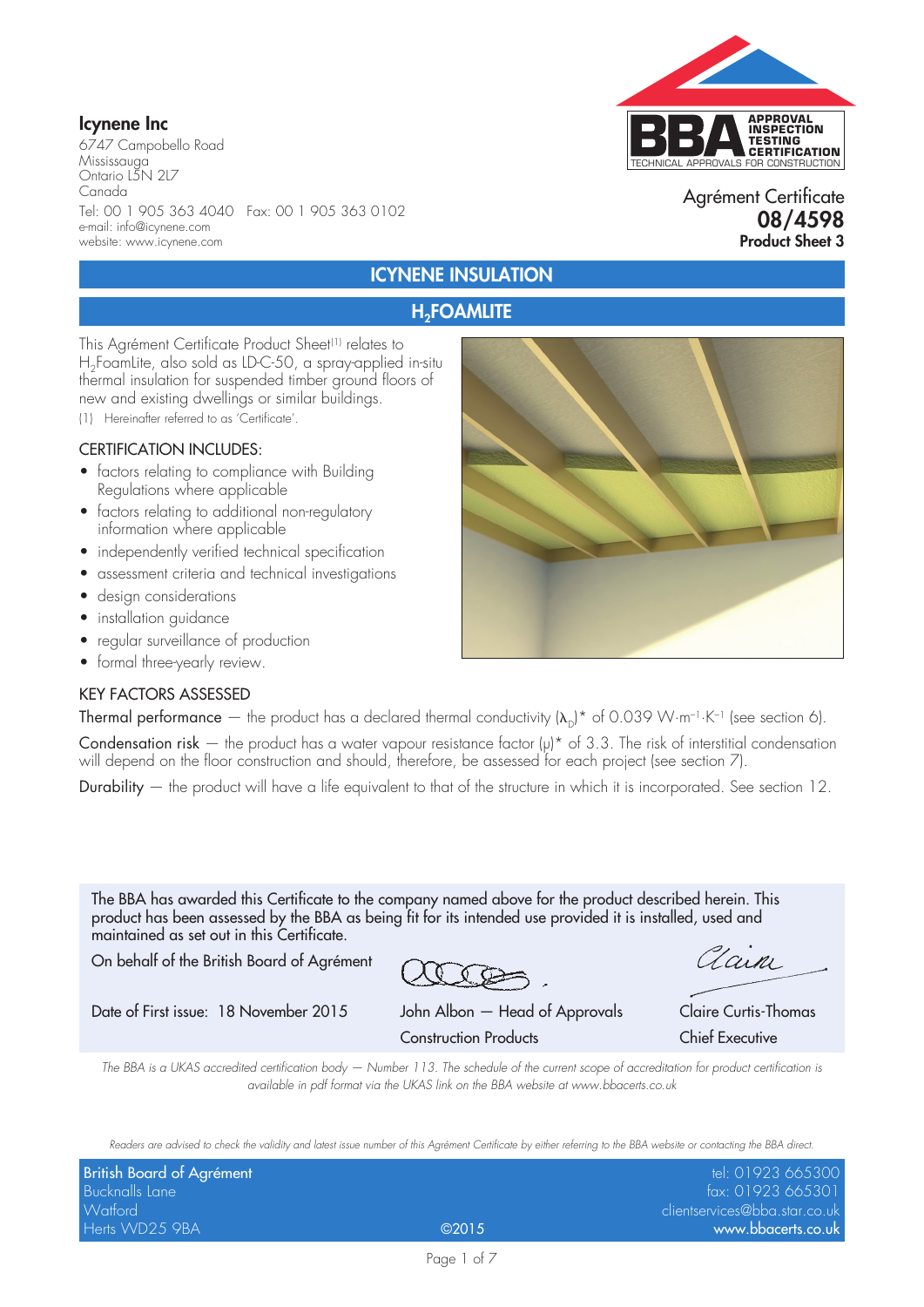**Icynene Inc**

6747 Campobello Road
Mississauga
Ontario L5N 2L7
Canada

Tel: 00 1 905 363 4040 Fax: 00 1 905 363 0102
e-mail: info@icynene.com
website: www.icynene.com

BBA — APPROVAL INSPECTION TESTING CERTIFICATION — TECHNICAL APPROVALS FOR CONSTRUCTION

Agrément Certificate
**08/4598**
**Product Sheet 3**

# ICYNENE INSULATION

## $H_2$FOAMLITE

This Agrément Certificate Product Sheet[1] relates to $H_2$FoamLite, also sold as LD-C-50, a spray-applied in-situ thermal insulation for suspended timber ground floors of new and existing dwellings or similar buildings.

(1) Hereinafter referred to as 'Certificate'.

### CERTIFICATION INCLUDES:

- factors relating to compliance with Building Regulations where applicable
- factors relating to additional non-regulatory information where applicable
- independently verified technical specification
- assessment criteria and technical investigations
- design considerations
- installation guidance
- regular surveillance of production
- formal three-yearly review.

### KEY FACTORS ASSESSED

Thermal performance — the product has a declared thermal conductivity ($\lambda_D$)* of 0.039 $W{\cdot}m^{-1}{\cdot}K^{-1}$ (see section 6).

Condensation risk — the product has a water vapour resistance factor ($\mu$)* of 3.3. The risk of interstitial condensation will depend on the floor construction and should, therefore, be assessed for each project (see section 7).

Durability — the product will have a life equivalent to that of the structure in which it is incorporated. See section 12.

The BBA has awarded this Certificate to the company named above for the product described herein. This product has been assessed by the BBA as being fit for its intended use provided it is installed, used and maintained as set out in this Certificate.

On behalf of the British Board of Agrément

Date of First issue: 18 November 2015

John Albon — Head of Approvals
Construction Products

Claire Curtis-Thomas
Chief Executive

*The BBA is a UKAS accredited certification body — Number 113. The schedule of the current scope of accreditation for product certification is available in pdf format via the UKAS link on the BBA website at www.bbacerts.co.uk*

*Readers are advised to check the validity and latest issue number of this Agrément Certificate by either referring to the BBA website or contacting the BBA direct.*

British Board of Agrément
Bucknalls Lane
Watford
Herts WD25 9BA

©2015

tel: 01923 665300
fax: 01923 665301
clientservices@bba.star.co.uk
www.bbacerts.co.uk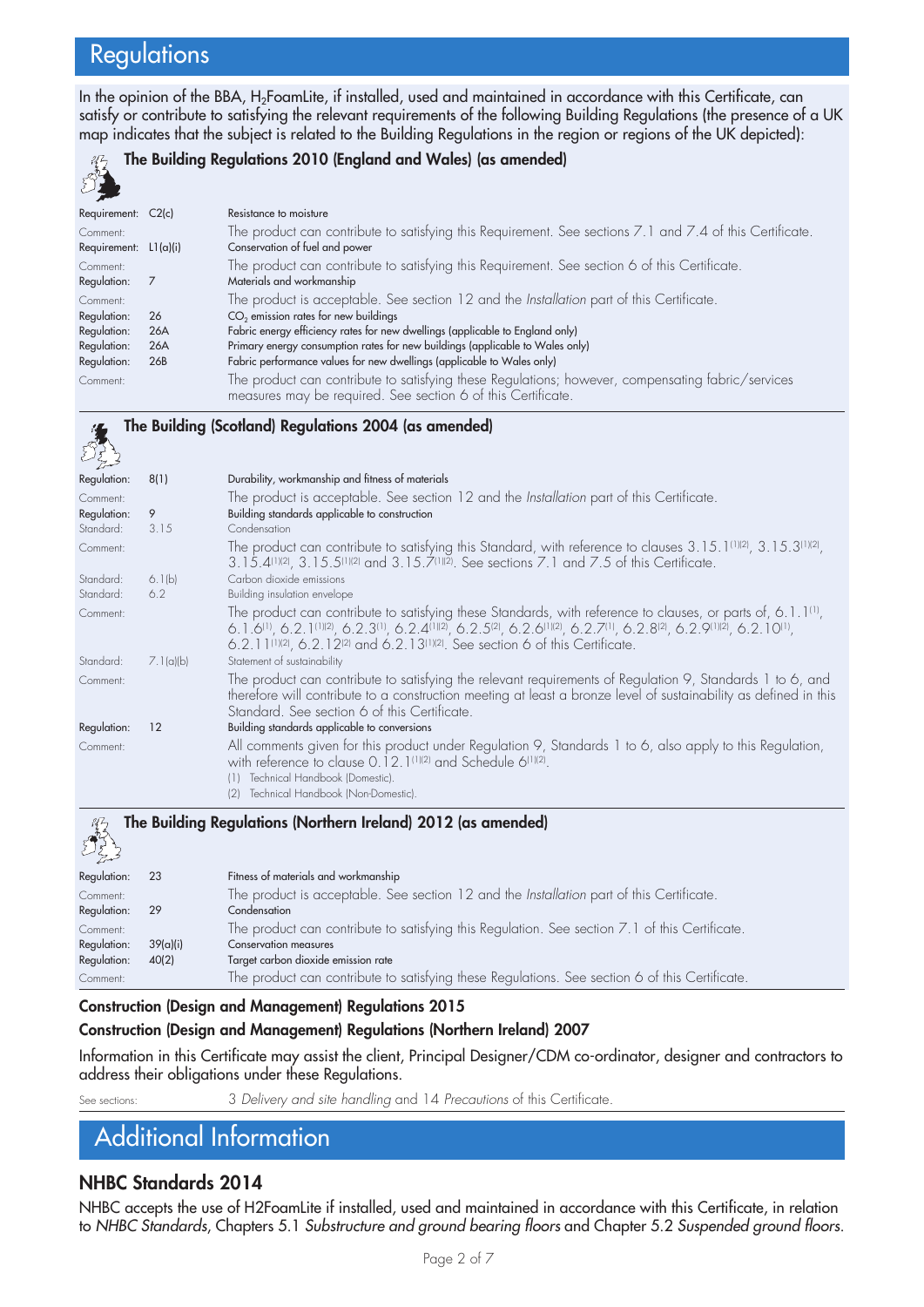# Regulations

In the opinion of the BBA, $H_2$FoamLite, if installed, used and maintained in accordance with this Certificate, can satisfy or contribute to satisfying the relevant requirements of the following Building Regulations (the presence of a UK map indicates that the subject is related to the Building Regulations in the region or regions of the UK depicted):

## The Building Regulations 2010 (England and Wales) (as amended)

| | | |
|---|---|---|
| Requirement: | C2(c) | Resistance to moisture |
| Comment: | | The product can contribute to satisfying this Requirement. See sections 7.1 and 7.4 of this Certificate. |
| Requirement: | L1(a)(i) | Conservation of fuel and power |
| Comment: | | The product can contribute to satisfying this Requirement. See section 6 of this Certificate. |
| Regulation: | 7 | Materials and workmanship |
| Comment: | | The product is acceptable. See section 12 and the *Installation* part of this Certificate. |
| Regulation: | 26 | $CO_2$ emission rates for new buildings |
| Regulation: | 26A | Fabric energy efficiency rates for new dwellings (applicable to England only) |
| Regulation: | 26A | Primary energy consumption rates for new buildings (applicable to Wales only) |
| Regulation: | 26B | Fabric performance values for new dwellings (applicable to Wales only) |
| Comment: | | The product can contribute to satisfying these Regulations; however, compensating fabric/services measures may be required. See section 6 of this Certificate. |

## The Building (Scotland) Regulations 2004 (as amended)

| | | |
|---|---|---|
| Regulation: | 8(1) | Durability, workmanship and fitness of materials |
| Comment: | | The product is acceptable. See section 12 and the *Installation* part of this Certificate. |
| Regulation: | 9 | Building standards applicable to construction |
| Standard: | 3.15 | Condensation |
| Comment: | | The product can contribute to satisfying this Standard, with reference to clauses 3.15.1[1][2], 3.15.3[1][2], 3.15.4[1][2], 3.15.5[1][2] and 3.15.7[1][2]. See sections 7.1 and 7.5 of this Certificate. |
| Standard: | 6.1(b) | Carbon dioxide emissions |
| Standard: | 6.2 | Building insulation envelope |
| Comment: | | The product can contribute to satisfying these Standards, with reference to clauses, or parts of, 6.1.1[1], 6.1.6[1], 6.2.1[1][2], 6.2.3[1], 6.2.4[1][2], 6.2.5[2], 6.2.6[1][2], 6.2.7[1], 6.2.8[2], 6.2.9[1][2], 6.2.10[1], 6.2.11[1][2], 6.2.12[2] and 6.2.13[1][2]. See section 6 of this Certificate. |
| Standard: | 7.1(a)(b) | Statement of sustainability |
| Comment: | | The product can contribute to satisfying the relevant requirements of Regulation 9, Standards 1 to 6, and therefore will contribute to a construction meeting at least a bronze level of sustainability as defined in this Standard. See section 6 of this Certificate. |
| Regulation: | 12 | Building standards applicable to conversions |
| Comment: | | All comments given for this product under Regulation 9, Standards 1 to 6, also apply to this Regulation, with reference to clause 0.12.1[1][2] and Schedule 6[1][2]. |

(1) Technical Handbook (Domestic).
(2) Technical Handbook (Non-Domestic).

## The Building Regulations (Northern Ireland) 2012 (as amended)

| | | |
|---|---|---|
| Regulation: | 23 | Fitness of materials and workmanship |
| Comment: | | The product is acceptable. See section 12 and the *Installation* part of this Certificate. |
| Regulation: | 29 | Condensation |
| Comment: | | The product can contribute to satisfying this Regulation. See section 7.1 of this Certificate. |
| Regulation: | 39(a)(i) | Conservation measures |
| Regulation: | 40(2) | Target carbon dioxide emission rate |
| Comment: | | The product can contribute to satisfying these Regulations. See section 6 of this Certificate. |

**Construction (Design and Management) Regulations 2015**

**Construction (Design and Management) Regulations (Northern Ireland) 2007**

Information in this Certificate may assist the client, Principal Designer/CDM co-ordinator, designer and contractors to address their obligations under these Regulations.

See sections: 3 *Delivery and site handling* and 14 *Precautions* of this Certificate.

# Additional Information

## NHBC Standards 2014

NHBC accepts the use of H2FoamLite if installed, used and maintained in accordance with this Certificate, in relation to *NHBC Standards*, Chapters 5.1 *Substructure and ground bearing floors* and Chapter 5.2 *Suspended ground floors*.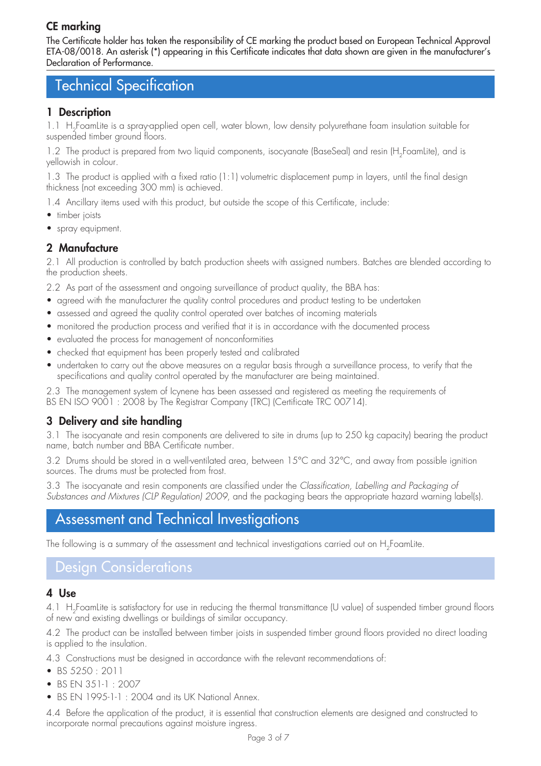**CE marking**

The Certificate holder has taken the responsibility of CE marking the product based on European Technical Approval ETA-08/0018. An asterisk (*) appearing in this Certificate indicates that data shown are given in the manufacturer's Declaration of Performance.

# Technical Specification

## 1 Description

1.1 $H_2$FoamLite is a spray-applied open cell, water blown, low density polyurethane foam insulation suitable for suspended timber ground floors.

1.2 The product is prepared from two liquid components, isocyanate (BaseSeal) and resin ($H_2$FoamLite), and is yellowish in colour.

1.3 The product is applied with a fixed ratio (1:1) volumetric displacement pump in layers, until the final design thickness (not exceeding 300 mm) is achieved.

1.4 Ancillary items used with this product, but outside the scope of this Certificate, include:

- timber joists
- spray equipment.

## 2 Manufacture

2.1 All production is controlled by batch production sheets with assigned numbers. Batches are blended according to the production sheets.

2.2 As part of the assessment and ongoing surveillance of product quality, the BBA has:

- agreed with the manufacturer the quality control procedures and product testing to be undertaken
- assessed and agreed the quality control operated over batches of incoming materials
- monitored the production process and verified that it is in accordance with the documented process
- evaluated the process for management of nonconformities
- checked that equipment has been properly tested and calibrated
- undertaken to carry out the above measures on a regular basis through a surveillance process, to verify that the specifications and quality control operated by the manufacturer are being maintained.

2.3 The management system of Icynene has been assessed and registered as meeting the requirements of BS EN ISO 9001 : 2008 by The Registrar Company (TRC) (Certificate TRC 00714).

## 3 Delivery and site handling

3.1 The isocyanate and resin components are delivered to site in drums (up to 250 kg capacity) bearing the product name, batch number and BBA Certificate number.

3.2 Drums should be stored in a well-ventilated area, between 15°C and 32°C, and away from possible ignition sources. The drums must be protected from frost.

3.3 The isocyanate and resin components are classified under the *Classification, Labelling and Packaging of Substances and Mixtures (CLP Regulation) 2009*, and the packaging bears the appropriate hazard warning label(s).

# Assessment and Technical Investigations

The following is a summary of the assessment and technical investigations carried out on $H_2$FoamLite.

# Design Considerations

## 4 Use

4.1 $H_2$FoamLite is satisfactory for use in reducing the thermal transmittance (U value) of suspended timber ground floors of new and existing dwellings or buildings of similar occupancy.

4.2 The product can be installed between timber joists in suspended timber ground floors provided no direct loading is applied to the insulation.

4.3 Constructions must be designed in accordance with the relevant recommendations of:

- BS 5250 : 2011
- BS EN 351-1 : 2007
- BS EN 1995-1-1 : 2004 and its UK National Annex.

4.4 Before the application of the product, it is essential that construction elements are designed and constructed to incorporate normal precautions against moisture ingress.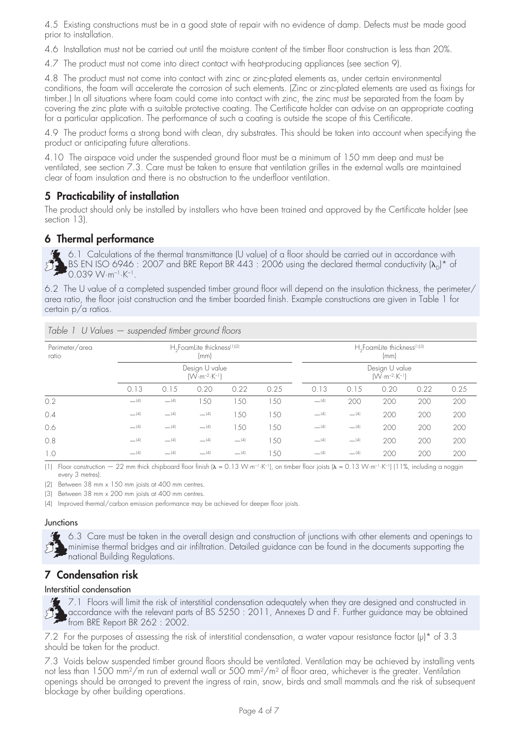4.5 Existing constructions must be in a good state of repair with no evidence of damp. Defects must be made good prior to installation.

4.6 Installation must not be carried out until the moisture content of the timber floor construction is less than 20%.

4.7 The product must not come into direct contact with heat-producing appliances (see section 9).

4.8 The product must not come into contact with zinc or zinc-plated elements as, under certain environmental conditions, the foam will accelerate the corrosion of such elements. (Zinc or zinc-plated elements are used as fixings for timber.) In all situations where foam could come into contact with zinc, the zinc must be separated from the foam by covering the zinc plate with a suitable protective coating. The Certificate holder can advise on an appropriate coating for a particular application. The performance of such a coating is outside the scope of this Certificate.

4.9 The product forms a strong bond with clean, dry substrates. This should be taken into account when specifying the product or anticipating future alterations.

4.10 The airspace void under the suspended ground floor must be a minimum of 150 mm deep and must be ventilated, see section 7.3. Care must be taken to ensure that ventilation grilles in the external walls are maintained clear of foam insulation and there is no obstruction to the underfloor ventilation.

## 5 Practicability of installation

The product should only be installed by installers who have been trained and approved by the Certificate holder (see section 13).

## 6 Thermal performance

6.1 Calculations of the thermal transmittance (U value) of a floor should be carried out in accordance with BS EN ISO 6946 : 2007 and BRE Report BR 443 : 2006 using the declared thermal conductivity ($\lambda_D$)* of 0.039 $W{\cdot}m^{-1}{\cdot}K^{-1}$.

6.2 The U value of a completed suspended timber ground floor will depend on the insulation thickness, the perimeter/area ratio, the floor joist construction and the timber boarded finish. Example constructions are given in Table 1 for certain p/a ratios.

*Table 1 U Values — suspended timber ground floors*

| Perimeter/area ratio | $H_2$FoamLite thickness[1][2] (mm) | | | | | $H_2$FoamLite thickness[1][3] (mm) | | | | |
|---|---|---|---|---|---|---|---|---|---|---|
| | Design U value ($W{\cdot}m^{-2}{\cdot}K^{-1}$) | | | | | Design U value ($W{\cdot}m^{-2}{\cdot}K^{-1}$) | | | | |
| | 0.13 | 0.15 | 0.20 | 0.22 | 0.25 | 0.13 | 0.15 | 0.20 | 0.22 | 0.25 |
| 0.2 | —[4] | —[4] | 150 | 150 | 150 | —[4] | 200 | 200 | 200 | 200 |
| 0.4 | —[4] | —[4] | —[4] | 150 | 150 | —[4] | —[4] | 200 | 200 | 200 |
| 0.6 | —[4] | —[4] | —[4] | 150 | 150 | —[4] | —[4] | 200 | 200 | 200 |
| 0.8 | —[4] | —[4] | —[4] | —[4] | 150 | —[4] | —[4] | 200 | 200 | 200 |
| 1.0 | —[4] | —[4] | —[4] | —[4] | 150 | —[4] | —[4] | 200 | 200 | 200 |

(1) Floor construction — 22 mm thick chipboard floor finish ($\lambda$ = 0.13 $W{\cdot}m^{-1}{\cdot}K^{-1}$), on timber floor joists ($\lambda$ = 0.13 $W{\cdot}m^{-1}{\cdot}K^{-1}$) (11%, including a noggin every 3 metres).

(2) Between 38 mm x 150 mm joists at 400 mm centres.

(3) Between 38 mm x 200 mm joists at 400 mm centres.

(4) Improved thermal/carbon emission performance may be achieved for deeper floor joists.

### Junctions

6.3 Care must be taken in the overall design and construction of junctions with other elements and openings to minimise thermal bridges and air infiltration. Detailed guidance can be found in the documents supporting the national Building Regulations.

## 7 Condensation risk

### Interstitial condensation

7.1 Floors will limit the risk of interstitial condensation adequately when they are designed and constructed in accordance with the relevant parts of BS 5250 : 2011, Annexes D and F. Further guidance may be obtained from BRE Report BR 262 : 2002.

7.2 For the purposes of assessing the risk of interstitial condensation, a water vapour resistance factor ($\mu$)* of 3.3 should be taken for the product.

7.3 Voids below suspended timber ground floors should be ventilated. Ventilation may be achieved by installing vents not less than 1500 $mm^2/m$ run of external wall or 500 $mm^2/m^2$ of floor area, whichever is the greater. Ventilation openings should be arranged to prevent the ingress of rain, snow, birds and small mammals and the risk of subsequent blockage by other building operations.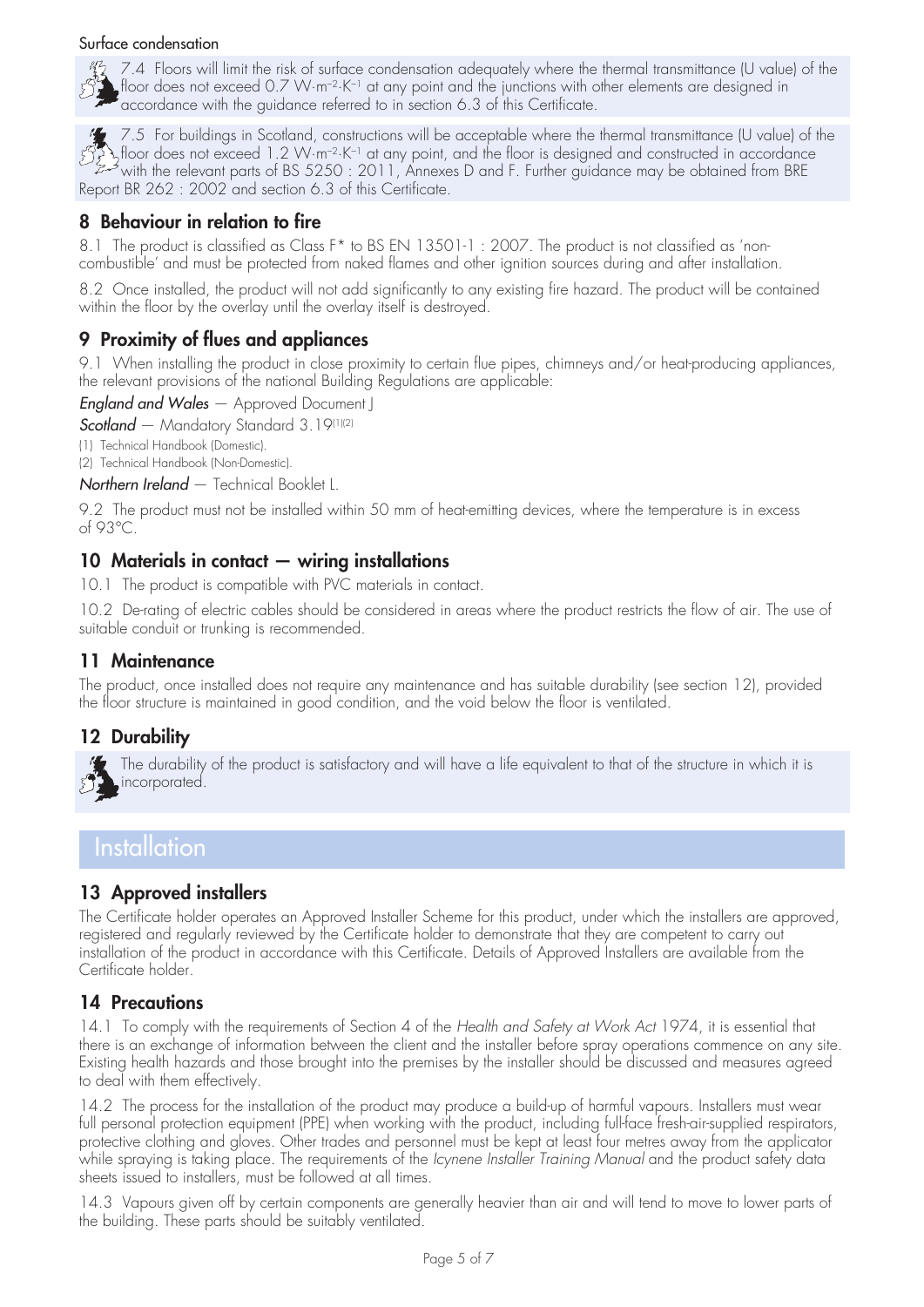Surface condensation

7.4 Floors will limit the risk of surface condensation adequately where the thermal transmittance (U value) of the floor does not exceed 0.7 $W \cdot m^{-2} \cdot K^{-1}$ at any point and the junctions with other elements are designed in accordance with the guidance referred to in section 6.3 of this Certificate.

7.5 For buildings in Scotland, constructions will be acceptable where the thermal transmittance (U value) of the floor does not exceed 1.2 $W \cdot m^{-2} \cdot K^{-1}$ at any point, and the floor is designed and constructed in accordance with the relevant parts of BS 5250 : 2011, Annexes D and F. Further guidance may be obtained from BRE Report BR 262 : 2002 and section 6.3 of this Certificate.

## 8 Behaviour in relation to fire

8.1 The product is classified as Class F* to BS EN 13501-1 : 2007. The product is not classified as 'non-combustible' and must be protected from naked flames and other ignition sources during and after installation.

8.2 Once installed, the product will not add significantly to any existing fire hazard. The product will be contained within the floor by the overlay until the overlay itself is destroyed.

## 9 Proximity of flues and appliances

9.1 When installing the product in close proximity to certain flue pipes, chimneys and/or heat-producing appliances, the relevant provisions of the national Building Regulations are applicable:

***England and Wales*** — Approved Document J

***Scotland*** — Mandatory Standard 3.19[1][2]

(1) Technical Handbook (Domestic).

(2) Technical Handbook (Non-Domestic).

***Northern Ireland*** — Technical Booklet L.

9.2 The product must not be installed within 50 mm of heat-emitting devices, where the temperature is in excess of 93°C.

## 10 Materials in contact — wiring installations

10.1 The product is compatible with PVC materials in contact.

10.2 De-rating of electric cables should be considered in areas where the product restricts the flow of air. The use of suitable conduit or trunking is recommended.

## 11 Maintenance

The product, once installed does not require any maintenance and has suitable durability (see section 12), provided the floor structure is maintained in good condition, and the void below the floor is ventilated.

## 12 Durability

The durability of the product is satisfactory and will have a life equivalent to that of the structure in which it is incorporated.

# Installation

## 13 Approved installers

The Certificate holder operates an Approved Installer Scheme for this product, under which the installers are approved, registered and regularly reviewed by the Certificate holder to demonstrate that they are competent to carry out installation of the product in accordance with this Certificate. Details of Approved Installers are available from the Certificate holder.

## 14 Precautions

14.1 To comply with the requirements of Section 4 of the *Health and Safety at Work Act* 1974, it is essential that there is an exchange of information between the client and the installer before spray operations commence on any site. Existing health hazards and those brought into the premises by the installer should be discussed and measures agreed to deal with them effectively.

14.2 The process for the installation of the product may produce a build-up of harmful vapours. Installers must wear full personal protection equipment (PPE) when working with the product, including full-face fresh-air-supplied respirators, protective clothing and gloves. Other trades and personnel must be kept at least four metres away from the applicator while spraying is taking place. The requirements of the *Icynene Installer Training Manual* and the product safety data sheets issued to installers, must be followed at all times.

14.3 Vapours given off by certain components are generally heavier than air and will tend to move to lower parts of the building. These parts should be suitably ventilated.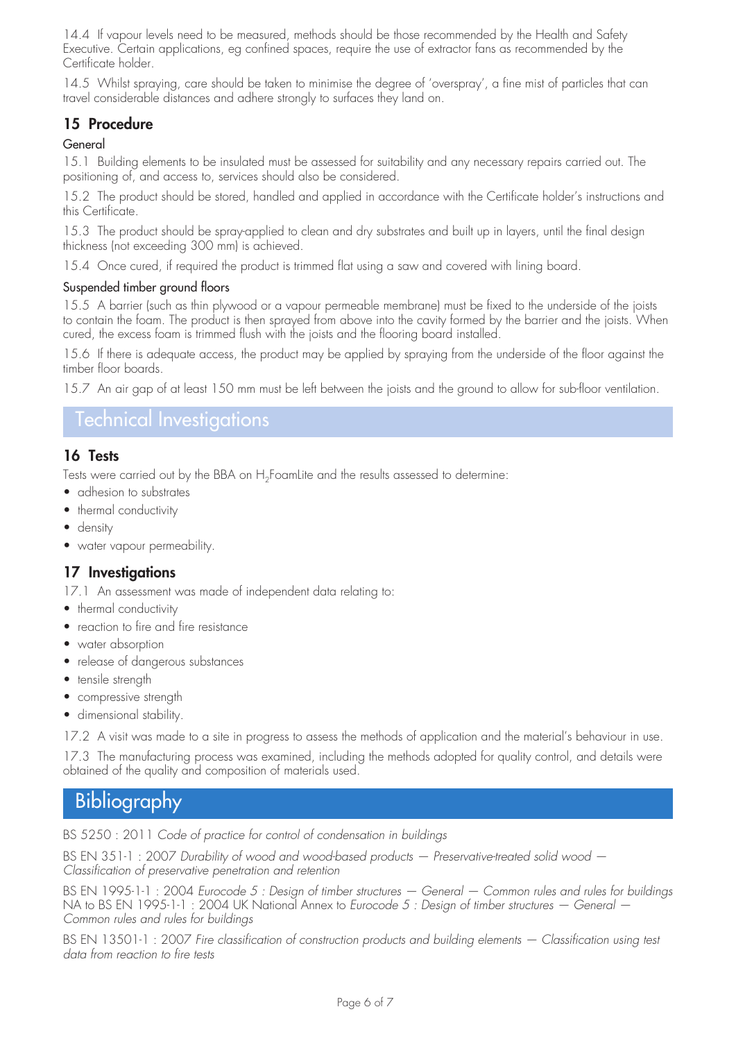14.4 If vapour levels need to be measured, methods should be those recommended by the Health and Safety Executive. Certain applications, eg confined spaces, require the use of extractor fans as recommended by the Certificate holder.

14.5 Whilst spraying, care should be taken to minimise the degree of 'overspray', a fine mist of particles that can travel considerable distances and adhere strongly to surfaces they land on.

### 15 Procedure

#### General

15.1 Building elements to be insulated must be assessed for suitability and any necessary repairs carried out. The positioning of, and access to, services should also be considered.

15.2 The product should be stored, handled and applied in accordance with the Certificate holder's instructions and this Certificate.

15.3 The product should be spray-applied to clean and dry substrates and built up in layers, until the final design thickness (not exceeding 300 mm) is achieved.

15.4 Once cured, if required the product is trimmed flat using a saw and covered with lining board.

#### Suspended timber ground floors

15.5 A barrier (such as thin plywood or a vapour permeable membrane) must be fixed to the underside of the joists to contain the foam. The product is then sprayed from above into the cavity formed by the barrier and the joists. When cured, the excess foam is trimmed flush with the joists and the flooring board installed.

15.6 If there is adequate access, the product may be applied by spraying from the underside of the floor against the timber floor boards.

15.7 An air gap of at least 150 mm must be left between the joists and the ground to allow for sub-floor ventilation.

## Technical Investigations

### 16 Tests

Tests were carried out by the BBA on $H_2$FoamLite and the results assessed to determine:

- adhesion to substrates
- thermal conductivity
- density
- water vapour permeability.

### 17 Investigations

17.1 An assessment was made of independent data relating to:

- thermal conductivity
- reaction to fire and fire resistance
- water absorption
- release of dangerous substances
- tensile strength
- compressive strength
- dimensional stability.

17.2 A visit was made to a site in progress to assess the methods of application and the material's behaviour in use.

17.3 The manufacturing process was examined, including the methods adopted for quality control, and details were obtained of the quality and composition of materials used.

## Bibliography

BS 5250 : 2011 *Code of practice for control of condensation in buildings*

BS EN 351-1 : 2007 *Durability of wood and wood-based products — Preservative-treated solid wood — Classification of preservative penetration and retention*

BS EN 1995-1-1 : 2004 *Eurocode 5 : Design of timber structures — General — Common rules and rules for buildings*
NA to BS EN 1995-1-1 : 2004 UK National Annex to *Eurocode 5 : Design of timber structures — General — Common rules and rules for buildings*

BS EN 13501-1 : 2007 *Fire classification of construction products and building elements — Classification using test data from reaction to fire tests*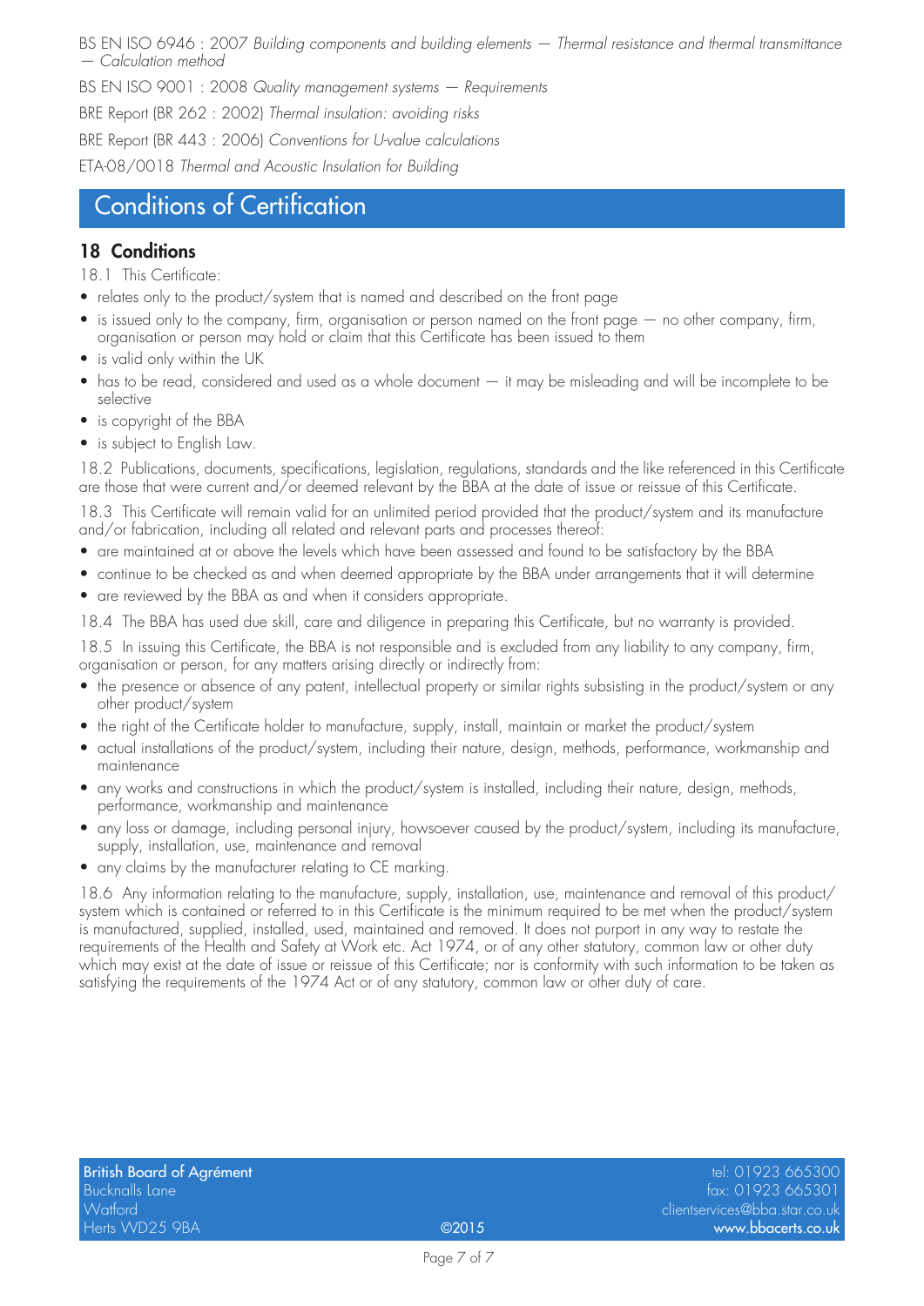BS EN ISO 6946 : 2007 *Building components and building elements — Thermal resistance and thermal transmittance — Calculation method*

BS EN ISO 9001 : 2008 *Quality management systems — Requirements*

BRE Report (BR 262 : 2002) *Thermal insulation: avoiding risks*

BRE Report (BR 443 : 2006) *Conventions for U-value calculations*

ETA-08/0018 *Thermal and Acoustic Insulation for Building*

# Conditions of Certification

## 18 Conditions

18.1 This Certificate:

- relates only to the product/system that is named and described on the front page
- is issued only to the company, firm, organisation or person named on the front page — no other company, firm, organisation or person may hold or claim that this Certificate has been issued to them
- is valid only within the UK
- has to be read, considered and used as a whole document — it may be misleading and will be incomplete to be selective
- is copyright of the BBA
- is subject to English Law.

18.2 Publications, documents, specifications, legislation, regulations, standards and the like referenced in this Certificate are those that were current and/or deemed relevant by the BBA at the date of issue or reissue of this Certificate.

18.3 This Certificate will remain valid for an unlimited period provided that the product/system and its manufacture and/or fabrication, including all related and relevant parts and processes thereof:

- are maintained at or above the levels which have been assessed and found to be satisfactory by the BBA
- continue to be checked as and when deemed appropriate by the BBA under arrangements that it will determine
- are reviewed by the BBA as and when it considers appropriate.

18.4 The BBA has used due skill, care and diligence in preparing this Certificate, but no warranty is provided.

18.5 In issuing this Certificate, the BBA is not responsible and is excluded from any liability to any company, firm, organisation or person, for any matters arising directly or indirectly from:

- the presence or absence of any patent, intellectual property or similar rights subsisting in the product/system or any other product/system
- the right of the Certificate holder to manufacture, supply, install, maintain or market the product/system
- actual installations of the product/system, including their nature, design, methods, performance, workmanship and maintenance
- any works and constructions in which the product/system is installed, including their nature, design, methods, performance, workmanship and maintenance
- any loss or damage, including personal injury, howsoever caused by the product/system, including its manufacture, supply, installation, use, maintenance and removal
- any claims by the manufacturer relating to CE marking.

18.6 Any information relating to the manufacture, supply, installation, use, maintenance and removal of this product/system which is contained or referred to in this Certificate is the minimum required to be met when the product/system is manufactured, supplied, installed, used, maintained and removed. It does not purport in any way to restate the requirements of the Health and Safety at Work etc. Act 1974, or of any other statutory, common law or other duty which may exist at the date of issue or reissue of this Certificate; nor is conformity with such information to be taken as satisfying the requirements of the 1974 Act or of any statutory, common law or other duty of care.

**British Board of Agrément**
Bucknalls Lane
Watford
Herts WD25 9BA

©2015

tel: 01923 665300
fax: 01923 665301
clientservices@bba.star.co.uk
**www.bbacerts.co.uk**